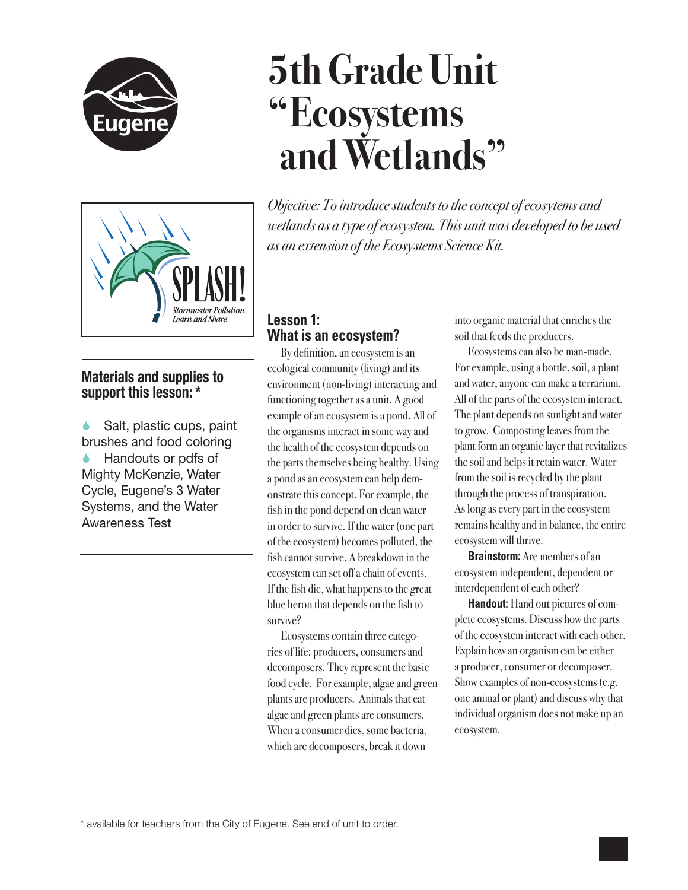# 5th Grade Unit "Ecosystems and Wetlands"

*Objective: To introduce students to the concept of ecosytems and wetlands as a type of ecosystem. This unit was developed to be used as an extension of the Ecosystems Science Kit.*

### Materials and supplies to support this lesson: *

- Salt, plastic cups, paint brushes and food coloring
- Handouts or pdfs of Mighty McKenzie, Water Cycle, Eugene's 3 Water Systems, and the Water Awareness Test

## Lesson 1: What is an ecosystem?

By definition, an ecosystem is an ecological community (living) and its environment (non-living) interacting and functioning together as a unit. A good example of an ecosystem is a pond. All of the organisms interact in some way and the health of the ecosystem depends on the parts themselves being healthy. Using a pond as an ecosystem can help demonstrate this concept. For example, the fish in the pond depend on clean water in order to survive. If the water (one part of the ecosystem) becomes polluted, the fish cannot survive. A breakdown in the ecosystem can set off a chain of events. If the fish die, what happens to the great blue heron that depends on the fish to survive?

Ecosystems contain three categories of life: producers, consumers and decomposers. They represent the basic food cycle. For example, algae and green plants are producers. Animals that eat algae and green plants are consumers. When a consumer dies, some bacteria, which are decomposers, break it down into organic material that enriches the soil that feeds the producers.

Ecosystems can also be man-made. For example, using a bottle, soil, a plant and water, anyone can make a terrarium. All of the parts of the ecosystem interact. The plant depends on sunlight and water to grow. Composting leaves from the plant form an organic layer that revitalizes the soil and helps it retain water. Water from the soil is recycled by the plant through the process of transpiration. As long as every part in the ecosystem remains healthy and in balance, the entire ecosystem will thrive.

**Brainstorm:** Are members of an ecosystem independent, dependent or interdependent of each other?

**Handout:** Hand out pictures of complete ecosystems. Discuss how the parts of the ecosystem interact with each other. Explain how an organism can be either a producer, consumer or decomposer. Show examples of non-ecosystems (e.g. one animal or plant) and discuss why that individual organism does not make up an ecosystem.

* available for teachers from the City of Eugene. See end of unit to order.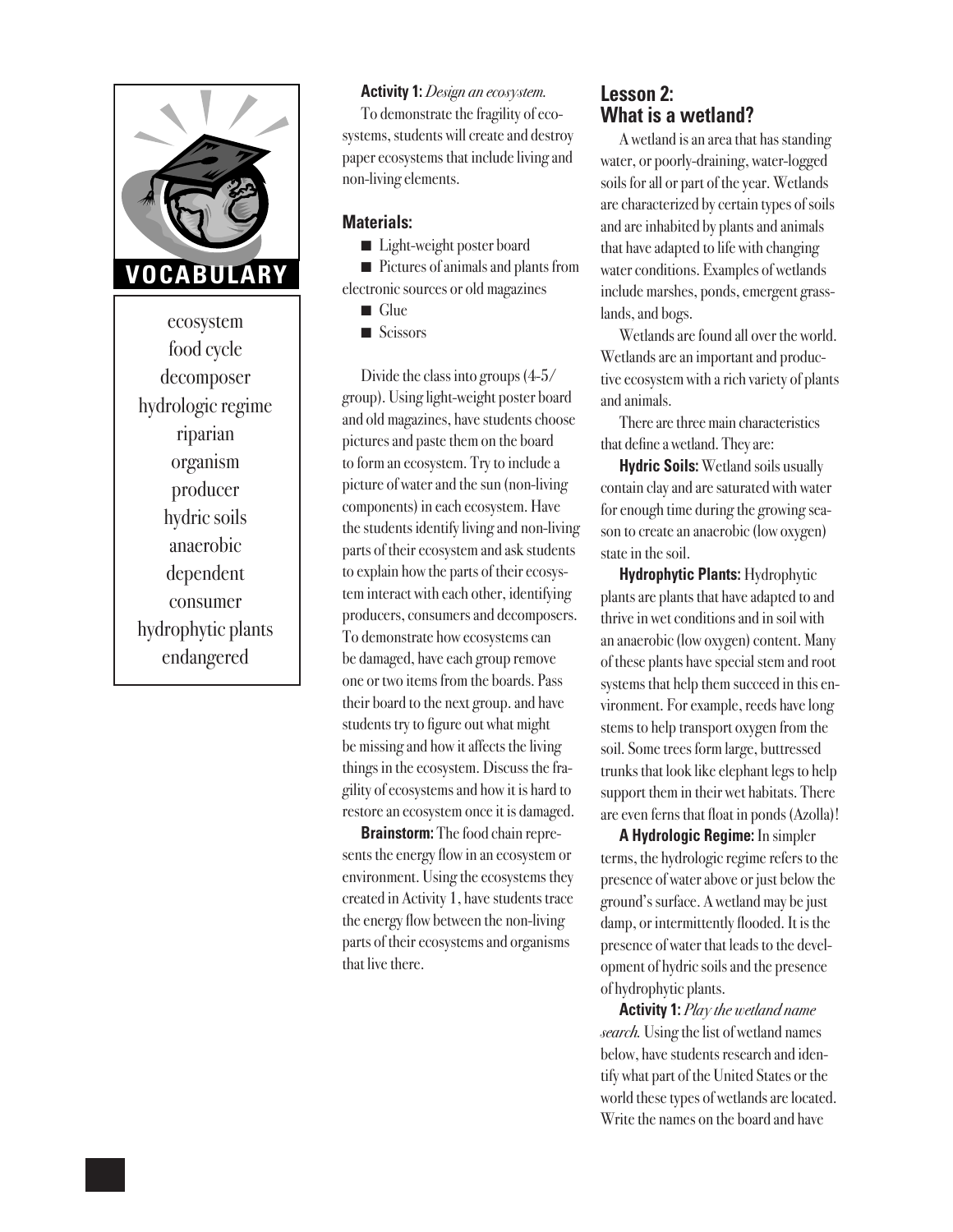## VOCABULARY

ecosystem
food cycle
decomposer
hydrologic regime
riparian
organism
producer
hydric soils
anaerobic
dependent
consumer
hydrophytic plants
endangered

**Activity 1:** *Design an ecosystem.*

To demonstrate the fragility of ecosystems, students will create and destroy paper ecosystems that include living and non-living elements.

### Materials:

- Light-weight poster board
- Pictures of animals and plants from electronic sources or old magazines
- Glue
- Scissors

Divide the class into groups (4-5/group). Using light-weight poster board and old magazines, have students choose pictures and paste them on the board to form an ecosystem. Try to include a picture of water and the sun (non-living components) in each ecosystem. Have the students identify living and non-living parts of their ecosystem and ask students to explain how the parts of their ecosystem interact with each other, identifying producers, consumers and decomposers. To demonstrate how ecosystems can be damaged, have each group remove one or two items from the boards. Pass their board to the next group. and have students try to figure out what might be missing and how it affects the living things in the ecosystem. Discuss the fragility of ecosystems and how it is hard to restore an ecosystem once it is damaged.

**Brainstorm:** The food chain represents the energy flow in an ecosystem or environment. Using the ecosystems they created in Activity 1, have students trace the energy flow between the non-living parts of their ecosystems and organisms that live there.

## Lesson 2: What is a wetland?

A wetland is an area that has standing water, or poorly-draining, water-logged soils for all or part of the year. Wetlands are characterized by certain types of soils and are inhabited by plants and animals that have adapted to life with changing water conditions. Examples of wetlands include marshes, ponds, emergent grasslands, and bogs.

Wetlands are found all over the world. Wetlands are an important and productive ecosystem with a rich variety of plants and animals.

There are three main characteristics that define a wetland. They are:

**Hydric Soils:** Wetland soils usually contain clay and are saturated with water for enough time during the growing season to create an anaerobic (low oxygen) state in the soil.

**Hydrophytic Plants:** Hydrophytic plants are plants that have adapted to and thrive in wet conditions and in soil with an anaerobic (low oxygen) content. Many of these plants have special stem and root systems that help them succeed in this environment. For example, reeds have long stems to help transport oxygen from the soil. Some trees form large, buttressed trunks that look like elephant legs to help support them in their wet habitats. There are even ferns that float in ponds (Azolla)!

**A Hydrologic Regime:** In simpler terms, the hydrologic regime refers to the presence of water above or just below the ground's surface. A wetland may be just damp, or intermittently flooded. It is the presence of water that leads to the development of hydric soils and the presence of hydrophytic plants.

**Activity 1:** *Play the wetland name search.* Using the list of wetland names below, have students research and identify what part of the United States or the world these types of wetlands are located. Write the names on the board and have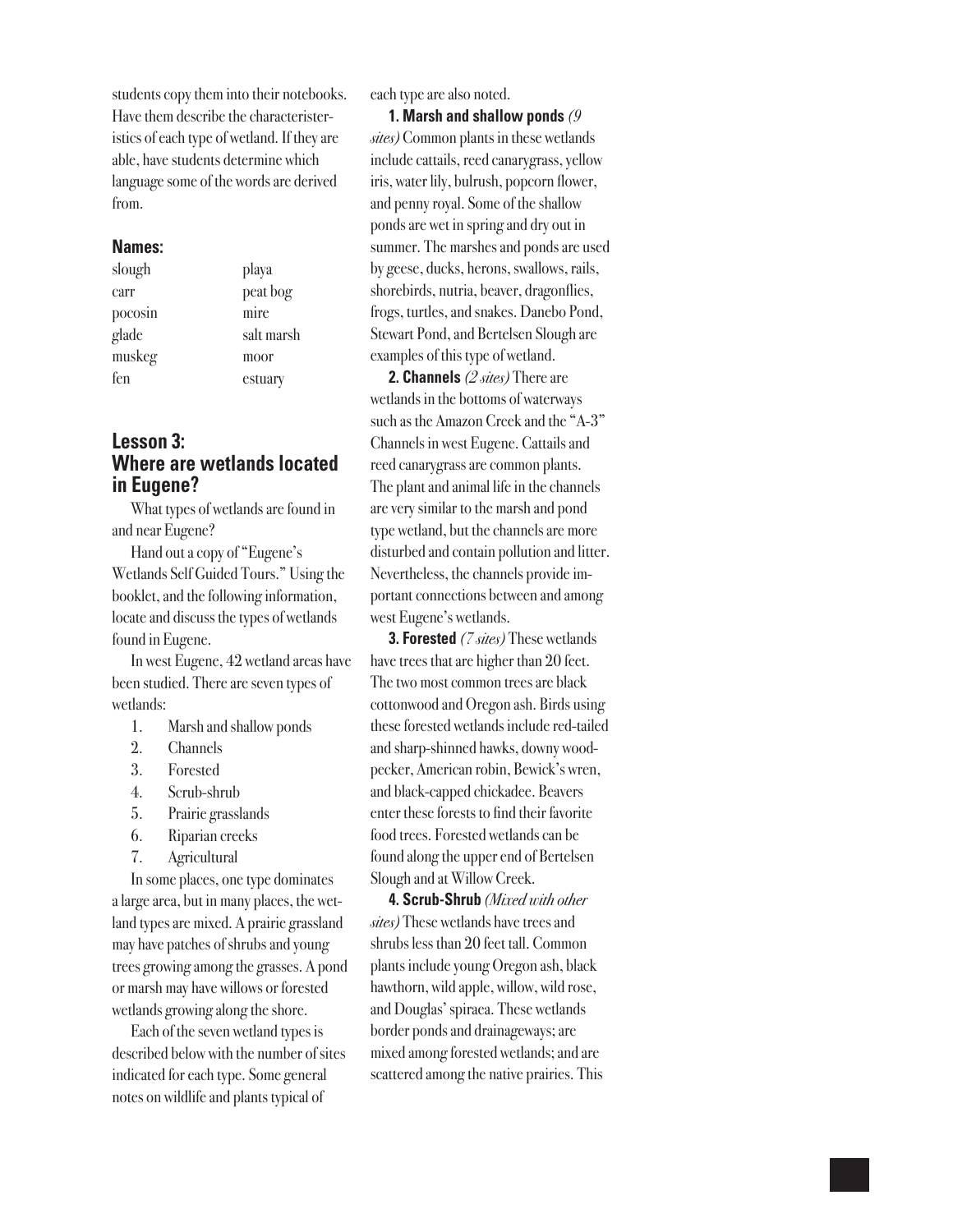students copy them into their notebooks. Have them describe the characteristerististics of each type of wetland. If they are able, have students determine which language some of the words are derived from.

**Names:**

| | |
|---|---|
| slough | playa |
| carr | peat bog |
| pocosin | mire |
| glade | salt marsh |
| muskeg | moor |
| fen | estuary |

## Lesson 3: Where are wetlands located in Eugene?

What types of wetlands are found in and near Eugene?

Hand out a copy of "Eugene's Wetlands Self Guided Tours." Using the booklet, and the following information, locate and discuss the types of wetlands found in Eugene.

In west Eugene, 42 wetland areas have been studied. There are seven types of wetlands:

1. Marsh and shallow ponds
2. Channels
3. Forested
4. Scrub-shrub
5. Prairie grasslands
6. Riparian creeks
7. Agricultural

In some places, one type dominates a large area, but in many places, the wetland types are mixed. A prairie grassland may have patches of shrubs and young trees growing among the grasses. A pond or marsh may have willows or forested wetlands growing along the shore.

Each of the seven wetland types is described below with the number of sites indicated for each type. Some general notes on wildlife and plants typical of each type are also noted.

**1. Marsh and shallow ponds** *(9 sites)* Common plants in these wetlands include cattails, reed canarygrass, yellow iris, water lily, bulrush, popcorn flower, and penny royal. Some of the shallow ponds are wet in spring and dry out in summer. The marshes and ponds are used by geese, ducks, herons, swallows, rails, shorebirds, nutria, beaver, dragonflies, frogs, turtles, and snakes. Danebo Pond, Stewart Pond, and Bertelsen Slough are examples of this type of wetland.

**2. Channels** *(2 sites)* There are wetlands in the bottoms of waterways such as the Amazon Creek and the "A-3" Channels in west Eugene. Cattails and reed canarygrass are common plants. The plant and animal life in the channels are very similar to the marsh and pond type wetland, but the channels are more disturbed and contain pollution and litter. Nevertheless, the channels provide important connections between and among west Eugene's wetlands.

**3. Forested** *(7 sites)* These wetlands have trees that are higher than 20 feet. The two most common trees are black cottonwood and Oregon ash. Birds using these forested wetlands include red-tailed and sharp-shinned hawks, downy woodpecker, American robin, Bewick's wren, and black-capped chickadee. Beavers enter these forests to find their favorite food trees. Forested wetlands can be found along the upper end of Bertelsen Slough and at Willow Creek.

**4. Scrub-Shrub** *(Mixed with other sites)* These wetlands have trees and shrubs less than 20 feet tall. Common plants include young Oregon ash, black hawthorn, wild apple, willow, wild rose, and Douglas' spiraea. These wetlands border ponds and drainageways; are mixed among forested wetlands; and are scattered among the native prairies. This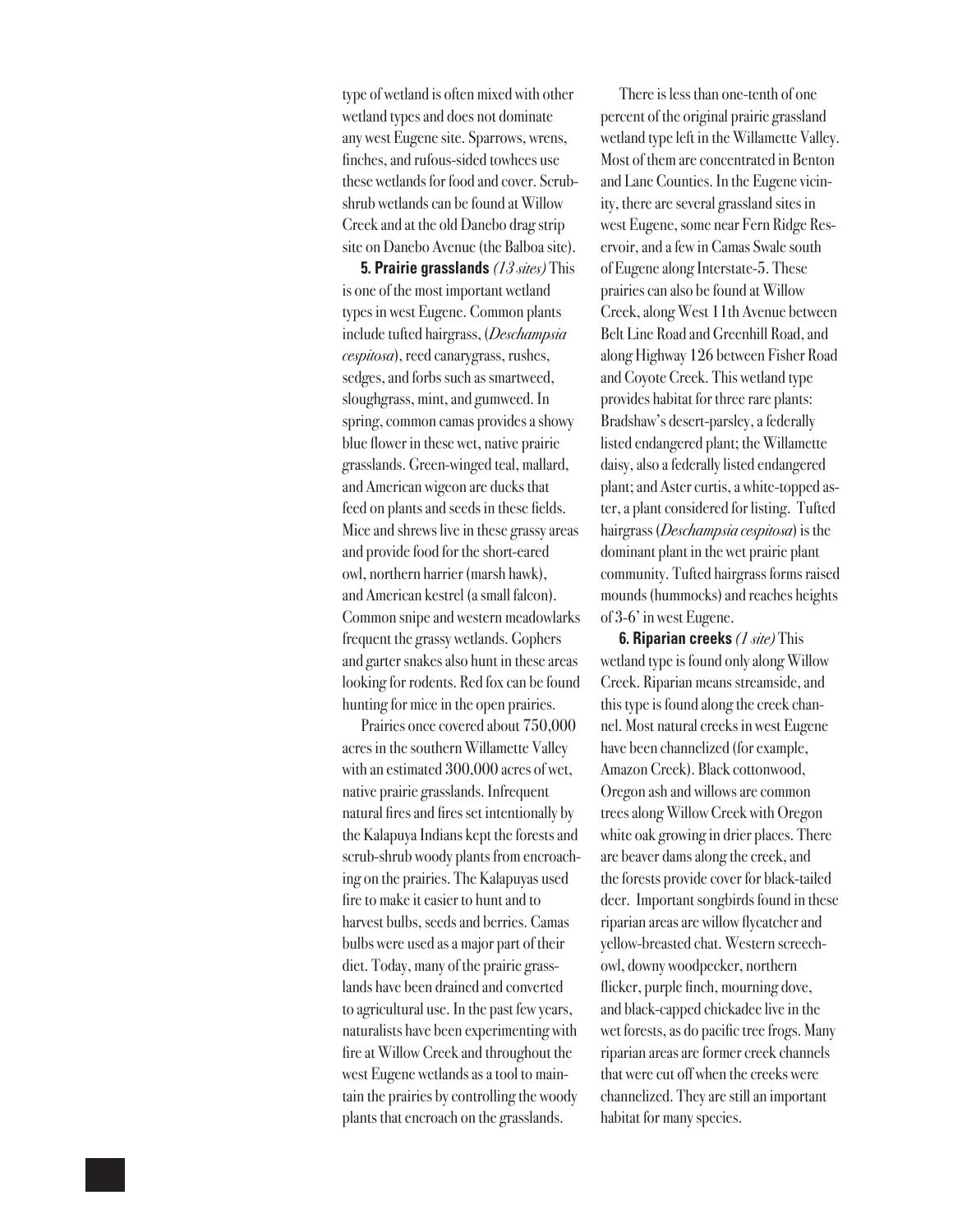type of wetland is often mixed with other wetland types and does not dominate any west Eugene site. Sparrows, wrens, finches, and rufous-sided towhees use these wetlands for food and cover. Scrub-shrub wetlands can be found at Willow Creek and at the old Danebo drag strip site on Danebo Avenue (the Balboa site).

**5. Prairie grasslands** *(13 sites)* This is one of the most important wetland types in west Eugene. Common plants include tufted hairgrass, (*Deschampsia cespitosa*), reed canarygrass, rushes, sedges, and forbs such as smartweed, sloughgrass, mint, and gumweed. In spring, common camas provides a showy blue flower in these wet, native prairie grasslands. Green-winged teal, mallard, and American wigeon are ducks that feed on plants and seeds in these fields. Mice and shrews live in these grassy areas and provide food for the short-eared owl, northern harrier (marsh hawk), and American kestrel (a small falcon). Common snipe and western meadowlarks frequent the grassy wetlands. Gophers and garter snakes also hunt in these areas looking for rodents. Red fox can be found hunting for mice in the open prairies.

Prairies once covered about 750,000 acres in the southern Willamette Valley with an estimated 300,000 acres of wet, native prairie grasslands. Infrequent natural fires and fires set intentionally by the Kalapuya Indians kept the forests and scrub-shrub woody plants from encroaching on the prairies. The Kalapuyas used fire to make it easier to hunt and to harvest bulbs, seeds and berries. Camas bulbs were used as a major part of their diet. Today, many of the prairie grasslands have been drained and converted to agricultural use. In the past few years, naturalists have been experimenting with fire at Willow Creek and throughout the west Eugene wetlands as a tool to maintain the prairies by controlling the woody plants that encroach on the grasslands.

There is less than one-tenth of one percent of the original prairie grassland wetland type left in the Willamette Valley. Most of them are concentrated in Benton and Lane Counties. In the Eugene vicinity, there are several grassland sites in west Eugene, some near Fern Ridge Reservoir, and a few in Camas Swale south of Eugene along Interstate-5. These prairies can also be found at Willow Creek, along West 11th Avenue between Belt Line Road and Greenhill Road, and along Highway 126 between Fisher Road and Coyote Creek. This wetland type provides habitat for three rare plants: Bradshaw's desert-parsley, a federally listed endangered plant; the Willamette daisy, also a federally listed endangered plant; and Aster curtis, a white-topped aster, a plant considered for listing. Tufted hairgrass (*Deschampsia cespitosa*) is the dominant plant in the wet prairie plant community. Tufted hairgrass forms raised mounds (hummocks) and reaches heights of 3-6' in west Eugene.

**6. Riparian creeks** *(1 site)* This wetland type is found only along Willow Creek. Riparian means streamside, and this type is found along the creek channel. Most natural creeks in west Eugene have been channelized (for example, Amazon Creek). Black cottonwood, Oregon ash and willows are common trees along Willow Creek with Oregon white oak growing in drier places. There are beaver dams along the creek, and the forests provide cover for black-tailed deer. Important songbirds found in these riparian areas are willow flycatcher and yellow-breasted chat. Western screech-owl, downy woodpecker, northern flicker, purple finch, mourning dove, and black-capped chickadee live in the wet forests, as do pacific tree frogs. Many riparian areas are former creek channels that were cut off when the creeks were channelized. They are still an important habitat for many species.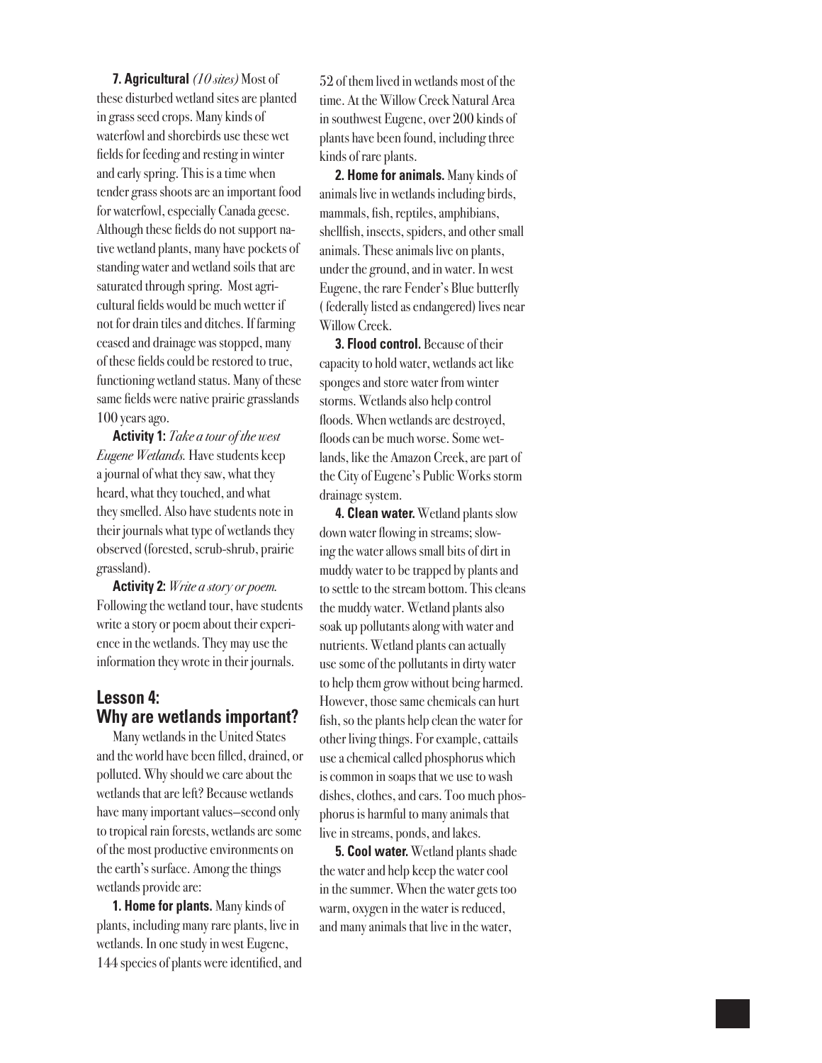**7. Agricultural** *(10 sites)* Most of these disturbed wetland sites are planted in grass seed crops. Many kinds of waterfowl and shorebirds use these wet fields for feeding and resting in winter and early spring. This is a time when tender grass shoots are an important food for waterfowl, especially Canada geese. Although these fields do not support native wetland plants, many have pockets of standing water and wetland soils that are saturated through spring. Most agricultural fields would be much wetter if not for drain tiles and ditches. If farming ceased and drainage was stopped, many of these fields could be restored to true, functioning wetland status. Many of these same fields were native prairie grasslands 100 years ago.

**Activity 1:** *Take a tour of the west Eugene Wetlands.* Have students keep a journal of what they saw, what they heard, what they touched, and what they smelled. Also have students note in their journals what type of wetlands they observed (forested, scrub-shrub, prairie grassland).

**Activity 2:** *Write a story or poem.* Following the wetland tour, have students write a story or poem about their experience in the wetlands. They may use the information they wrote in their journals.

## Lesson 4: Why are wetlands important?

Many wetlands in the United States and the world have been filled, drained, or polluted. Why should we care about the wetlands that are left? Because wetlands have many important values—second only to tropical rain forests, wetlands are some of the most productive environments on the earth's surface. Among the things wetlands provide are:

**1. Home for plants.** Many kinds of plants, including many rare plants, live in wetlands. In one study in west Eugene, 144 species of plants were identified, and 52 of them lived in wetlands most of the time. At the Willow Creek Natural Area in southwest Eugene, over 200 kinds of plants have been found, including three kinds of rare plants.

**2. Home for animals.** Many kinds of animals live in wetlands including birds, mammals, fish, reptiles, amphibians, shellfish, insects, spiders, and other small animals. These animals live on plants, under the ground, and in water. In west Eugene, the rare Fender's Blue butterfly ( federally listed as endangered) lives near Willow Creek.

**3. Flood control.** Because of their capacity to hold water, wetlands act like sponges and store water from winter storms. Wetlands also help control floods. When wetlands are destroyed, floods can be much worse. Some wetlands, like the Amazon Creek, are part of the City of Eugene's Public Works storm drainage system.

**4. Clean water.** Wetland plants slow down water flowing in streams; slowing the water allows small bits of dirt in muddy water to be trapped by plants and to settle to the stream bottom. This cleans the muddy water. Wetland plants also soak up pollutants along with water and nutrients. Wetland plants can actually use some of the pollutants in dirty water to help them grow without being harmed. However, those same chemicals can hurt fish, so the plants help clean the water for other living things. For example, cattails use a chemical called phosphorus which is common in soaps that we use to wash dishes, clothes, and cars. Too much phosphorus is harmful to many animals that live in streams, ponds, and lakes.

**5. Cool water.** Wetland plants shade the water and help keep the water cool in the summer. When the water gets too warm, oxygen in the water is reduced, and many animals that live in the water,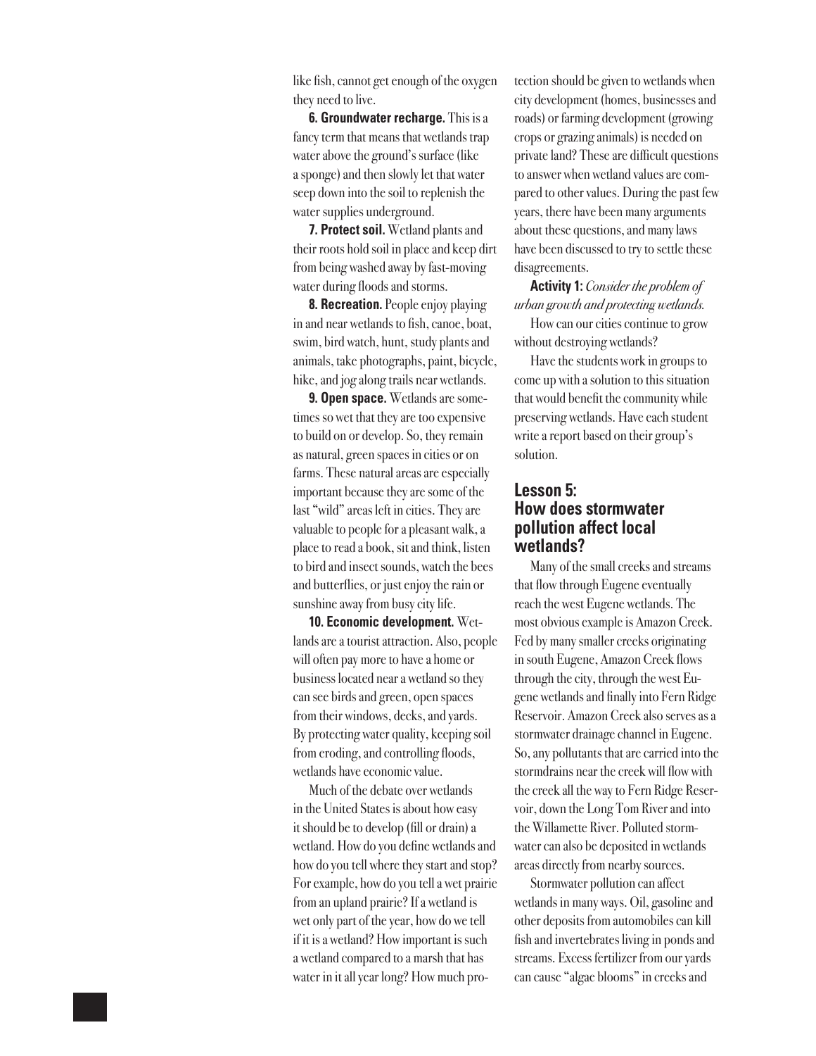like fish, cannot get enough of the oxygen they need to live.

**6. Groundwater recharge.** This is a fancy term that means that wetlands trap water above the ground's surface (like a sponge) and then slowly let that water seep down into the soil to replenish the water supplies underground.

**7. Protect soil.** Wetland plants and their roots hold soil in place and keep dirt from being washed away by fast-moving water during floods and storms.

**8. Recreation.** People enjoy playing in and near wetlands to fish, canoe, boat, swim, bird watch, hunt, study plants and animals, take photographs, paint, bicycle, hike, and jog along trails near wetlands.

**9. Open space.** Wetlands are sometimes so wet that they are too expensive to build on or develop. So, they remain as natural, green spaces in cities or on farms. These natural areas are especially important because they are some of the last "wild" areas left in cities. They are valuable to people for a pleasant walk, a place to read a book, sit and think, listen to bird and insect sounds, watch the bees and butterflies, or just enjoy the rain or sunshine away from busy city life.

**10. Economic development.** Wetlands are a tourist attraction. Also, people will often pay more to have a home or business located near a wetland so they can see birds and green, open spaces from their windows, decks, and yards. By protecting water quality, keeping soil from eroding, and controlling floods, wetlands have economic value.

Much of the debate over wetlands in the United States is about how easy it should be to develop (fill or drain) a wetland. How do you define wetlands and how do you tell where they start and stop? For example, how do you tell a wet prairie from an upland prairie? If a wetland is wet only part of the year, how do we tell if it is a wetland? How important is such a wetland compared to a marsh that has water in it all year long? How much protection should be given to wetlands when city development (homes, businesses and roads) or farming development (growing crops or grazing animals) is needed on private land? These are difficult questions to answer when wetland values are compared to other values. During the past few years, there have been many arguments about these questions, and many laws have been discussed to try to settle these disagreements.

**Activity 1:** *Consider the problem of urban growth and protecting wetlands.*

How can our cities continue to grow without destroying wetlands?

Have the students work in groups to come up with a solution to this situation that would benefit the community while preserving wetlands. Have each student write a report based on their group's solution.

## Lesson 5: How does stormwater pollution affect local wetlands?

Many of the small creeks and streams that flow through Eugene eventually reach the west Eugene wetlands. The most obvious example is Amazon Creek. Fed by many smaller creeks originating in south Eugene, Amazon Creek flows through the city, through the west Eugene wetlands and finally into Fern Ridge Reservoir. Amazon Creek also serves as a stormwater drainage channel in Eugene. So, any pollutants that are carried into the stormdrains near the creek will flow with the creek all the way to Fern Ridge Reservoir, down the Long Tom River and into the Willamette River. Polluted stormwater can also be deposited in wetlands areas directly from nearby sources.

Stormwater pollution can affect wetlands in many ways. Oil, gasoline and other deposits from automobiles can kill fish and invertebrates living in ponds and streams. Excess fertilizer from our yards can cause "algae blooms" in creeks and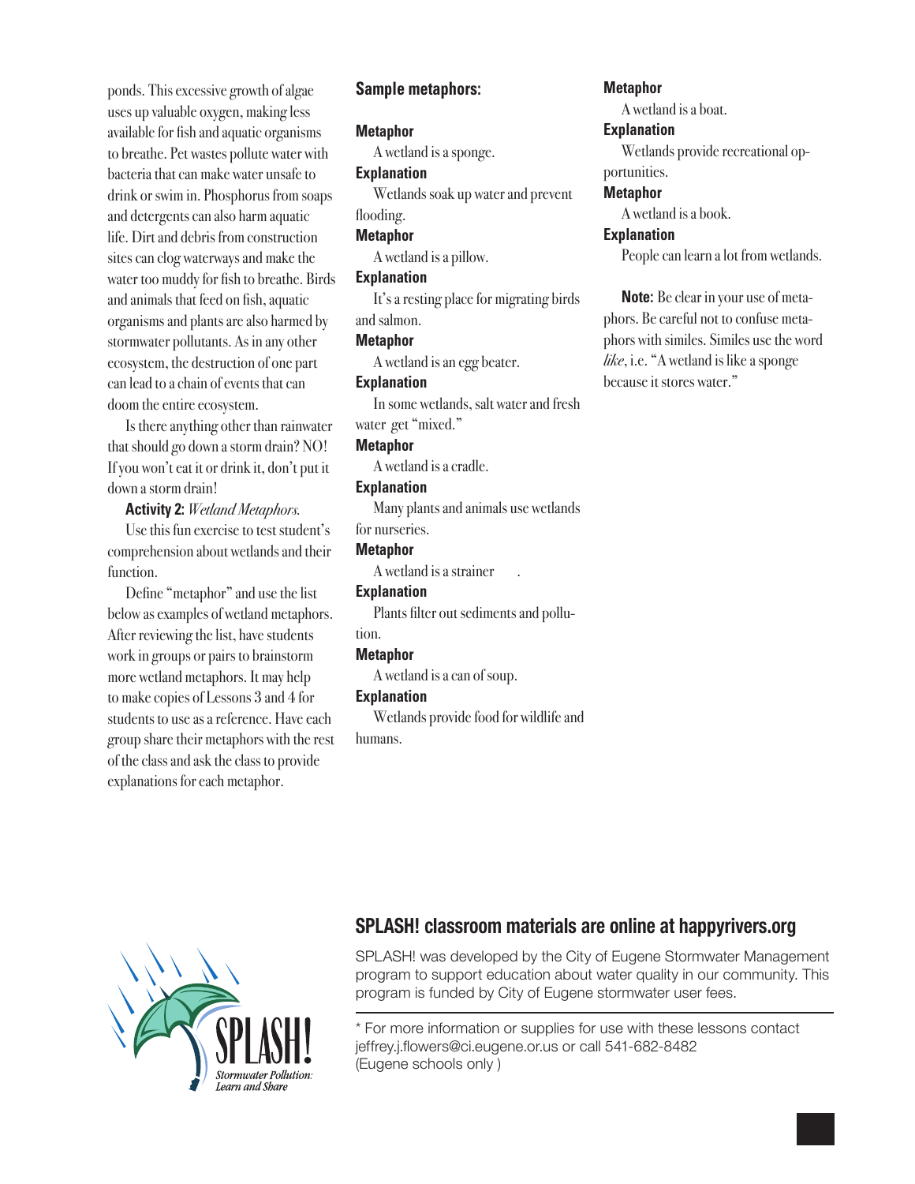ponds. This excessive growth of algae uses up valuable oxygen, making less available for fish and aquatic organisms to breathe. Pet wastes pollute water with bacteria that can make water unsafe to drink or swim in. Phosphorus from soaps and detergents can also harm aquatic life. Dirt and debris from construction sites can clog waterways and make the water too muddy for fish to breathe. Birds and animals that feed on fish, aquatic organisms and plants are also harmed by stormwater pollutants. As in any other ecosystem, the destruction of one part can lead to a chain of events that can doom the entire ecosystem.

Is there anything other than rainwater that should go down a storm drain? NO! If you won't eat it or drink it, don't put it down a storm drain!

**Activity 2:** *Wetland Metaphors.*

Use this fun exercise to test student's comprehension about wetlands and their function.

Define "metaphor" and use the list below as examples of wetland metaphors. After reviewing the list, have students work in groups or pairs to brainstorm more wetland metaphors. It may help to make copies of Lessons 3 and 4 for students to use as a reference. Have each group share their metaphors with the rest of the class and ask the class to provide explanations for each metaphor.

**Sample metaphors:**

**Metaphor**
A wetland is a sponge.
**Explanation**
Wetlands soak up water and prevent flooding.

**Metaphor**
A wetland is a pillow.
**Explanation**
It's a resting place for migrating birds and salmon.

**Metaphor**
A wetland is an egg beater.
**Explanation**
In some wetlands, salt water and fresh water get "mixed."

**Metaphor**
A wetland is a cradle.
**Explanation**
Many plants and animals use wetlands for nurseries.

**Metaphor**
A wetland is a strainer .
**Explanation**
Plants filter out sediments and pollution.

**Metaphor**
A wetland is a can of soup.
**Explanation**
Wetlands provide food for wildlife and humans.

**Metaphor**
A wetland is a boat.
**Explanation**
Wetlands provide recreational opportunities.

**Metaphor**
A wetland is a book.
**Explanation**
People can learn a lot from wetlands.

**Note:** Be clear in your use of metaphors. Be careful not to confuse metaphors with similes. Similes use the word *like*, i.e. "A wetland is like a sponge because it stores water."

## SPLASH! classroom materials are online at happyrivers.org

SPLASH! was developed by the City of Eugene Stormwater Management program to support education about water quality in our community. This program is funded by City of Eugene stormwater user fees.

SPLASH!
*Stormwater Pollution: Learn and Share*

* For more information or supplies for use with these lessons contact jeffrey.j.flowers@ci.eugene.or.us or call 541-682-8482 (Eugene schools only )